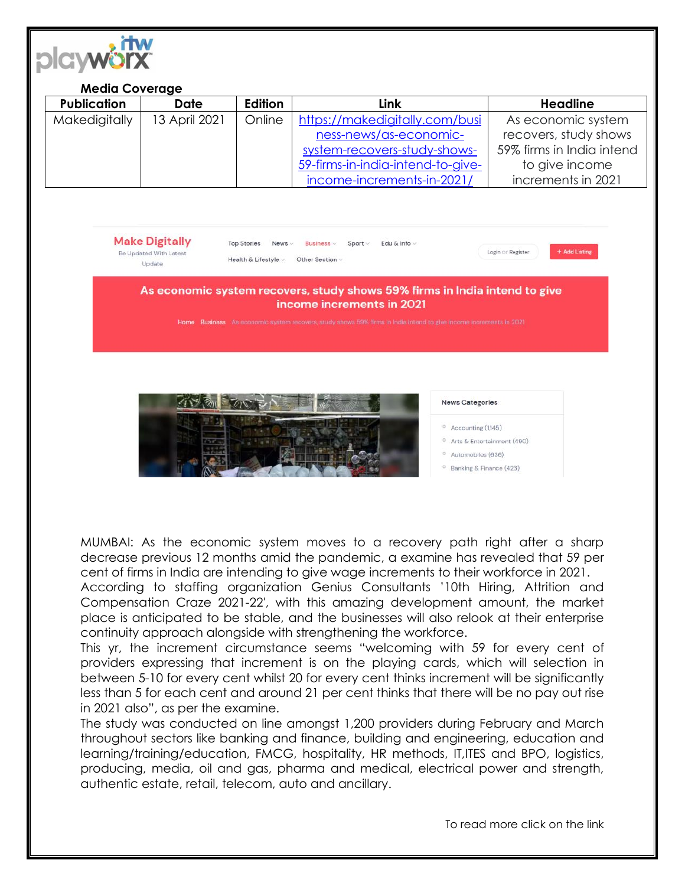**Media Coverage**

| Publication | Date | Edition | Link | Headline |
|---|---|---|---|---|
| Makedigitally | 13 April 2021 | Online | https://makedigitally.com/business-news/as-economic-system-recovers-study-shows-59-firms-in-india-intend-to-give-income-increments-in-2021/ | As economic system recovers, study shows 59% firms in India intend to give income increments in 2021 |

MUMBAI: As the economic system moves to a recovery path right after a sharp decrease previous 12 months amid the pandemic, a examine has revealed that 59 per cent of firms in India are intending to give wage increments to their workforce in 2021.

According to staffing organization Genius Consultants '10th Hiring, Attrition and Compensation Craze 2021-22', with this amazing development amount, the market place is anticipated to be stable, and the businesses will also relook at their enterprise continuity approach alongside with strengthening the workforce.

This yr, the increment circumstance seems "welcoming with 59 for every cent of providers expressing that increment is on the playing cards, which will selection in between 5-10 for every cent whilst 20 for every cent thinks increment will be significantly less than 5 for each cent and around 21 per cent thinks that there will be no pay out rise in 2021 also", as per the examine.

The study was conducted on line amongst 1,200 providers during February and March throughout sectors like banking and finance, building and engineering, education and learning/training/education, FMCG, hospitality, HR methods, IT,ITES and BPO, logistics, producing, media, oil and gas, pharma and medical, electrical power and strength, authentic estate, retail, telecom, auto and ancillary.

To read more click on the link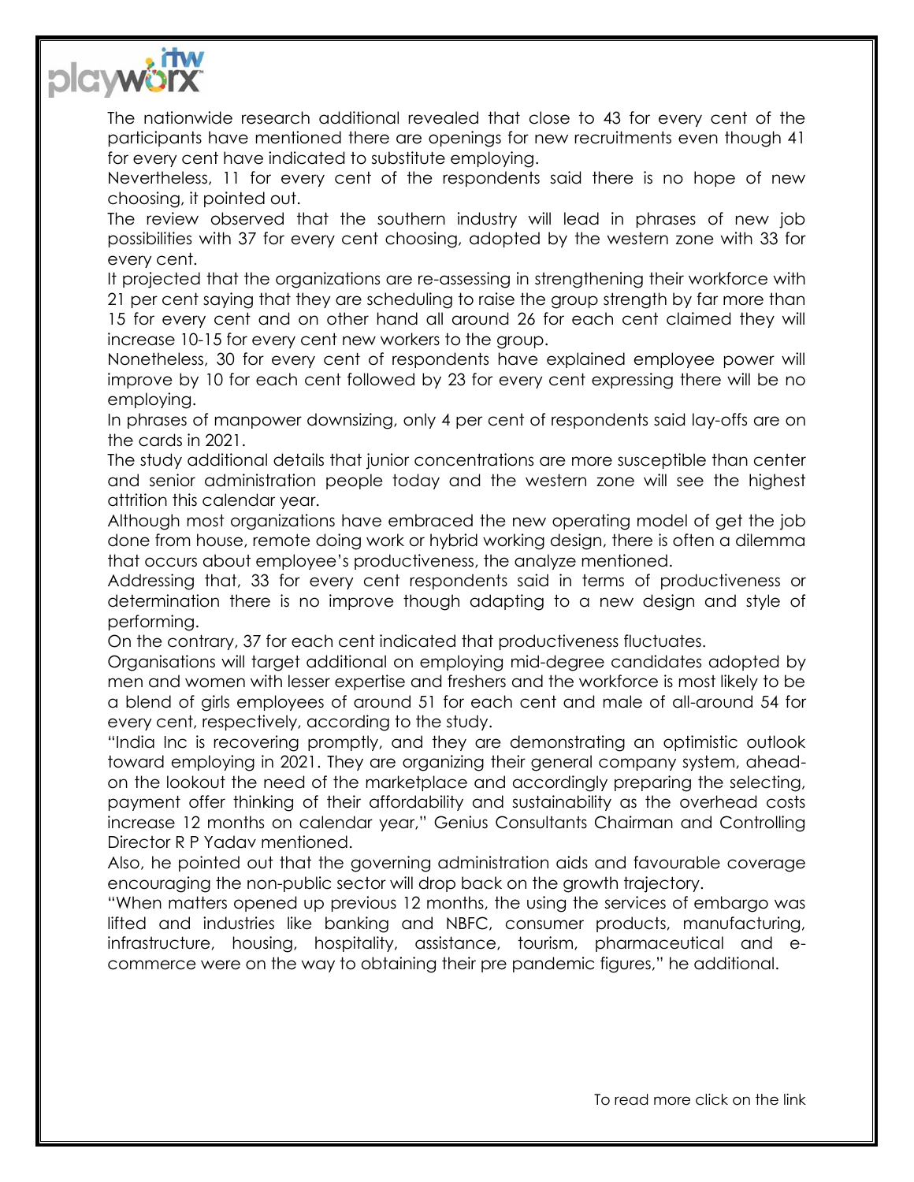The nationwide research additional revealed that close to 43 for every cent of the participants have mentioned there are openings for new recruitments even though 41 for every cent have indicated to substitute employing.

Nevertheless, 11 for every cent of the respondents said there is no hope of new choosing, it pointed out.

The review observed that the southern industry will lead in phrases of new job possibilities with 37 for every cent choosing, adopted by the western zone with 33 for every cent.

It projected that the organizations are re-assessing in strengthening their workforce with 21 per cent saying that they are scheduling to raise the group strength by far more than 15 for every cent and on other hand all around 26 for each cent claimed they will increase 10-15 for every cent new workers to the group.

Nonetheless, 30 for every cent of respondents have explained employee power will improve by 10 for each cent followed by 23 for every cent expressing there will be no employing.

In phrases of manpower downsizing, only 4 per cent of respondents said lay-offs are on the cards in 2021.

The study additional details that junior concentrations are more susceptible than center and senior administration people today and the western zone will see the highest attrition this calendar year.

Although most organizations have embraced the new operating model of get the job done from house, remote doing work or hybrid working design, there is often a dilemma that occurs about employee's productiveness, the analyze mentioned.

Addressing that, 33 for every cent respondents said in terms of productiveness or determination there is no improve though adapting to a new design and style of performing.

On the contrary, 37 for each cent indicated that productiveness fluctuates.

Organisations will target additional on employing mid-degree candidates adopted by men and women with lesser expertise and freshers and the workforce is most likely to be a blend of girls employees of around 51 for each cent and male of all-around 54 for every cent, respectively, according to the study.

"India Inc is recovering promptly, and they are demonstrating an optimistic outlook toward employing in 2021. They are organizing their general company system, ahead-on the lookout the need of the marketplace and accordingly preparing the selecting, payment offer thinking of their affordability and sustainability as the overhead costs increase 12 months on calendar year," Genius Consultants Chairman and Controlling Director R P Yadav mentioned.

Also, he pointed out that the governing administration aids and favourable coverage encouraging the non-public sector will drop back on the growth trajectory.

"When matters opened up previous 12 months, the using the services of embargo was lifted and industries like banking and NBFC, consumer products, manufacturing, infrastructure, housing, hospitality, assistance, tourism, pharmaceutical and e-commerce were on the way to obtaining their pre pandemic figures," he additional.

To read more click on the link